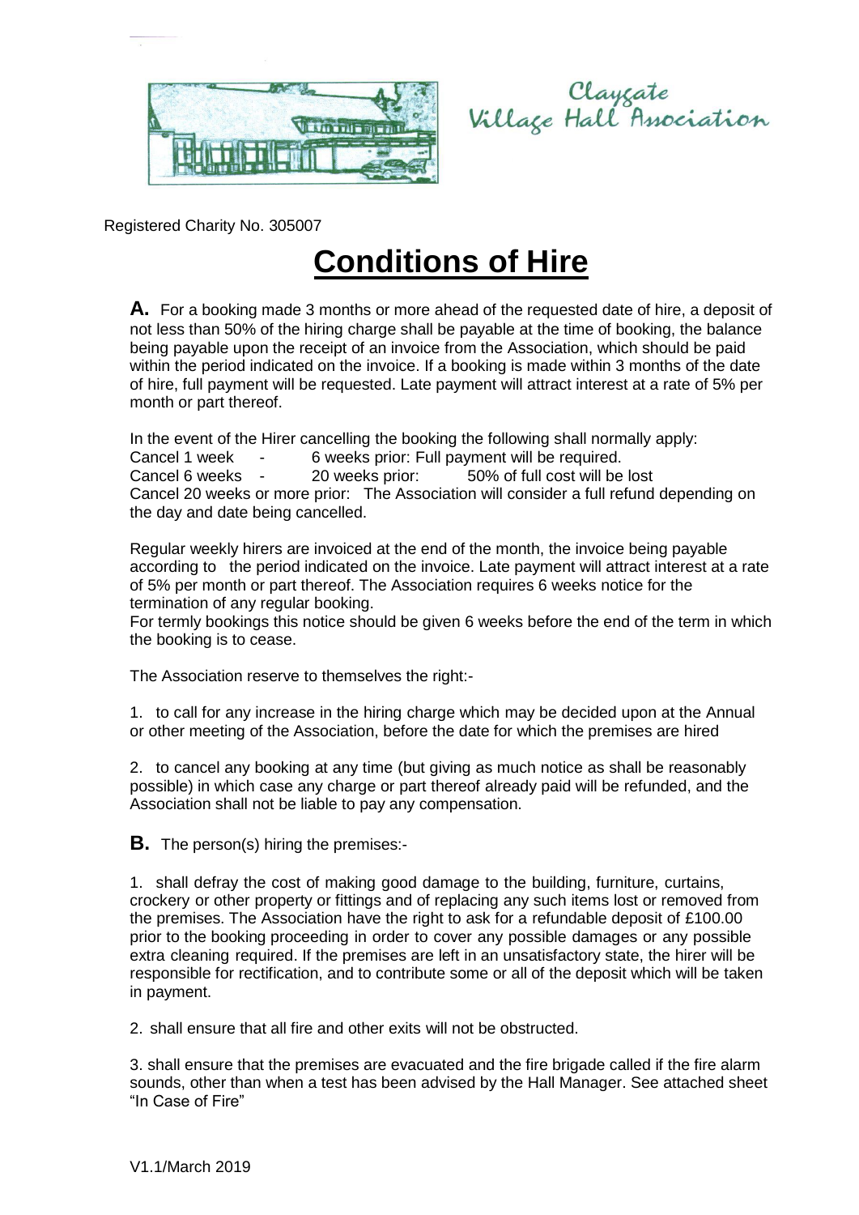Claygate Village Hall Association

Registered Charity No. 305007

# Conditions of Hire

**A.** For a booking made 3 months or more ahead of the requested date of hire, a deposit of not less than 50% of the hiring charge shall be payable at the time of booking, the balance being payable upon the receipt of an invoice from the Association, which should be paid within the period indicated on the invoice. If a booking is made within 3 months of the date of hire, full payment will be requested. Late payment will attract interest at a rate of 5% per month or part thereof.

In the event of the Hirer cancelling the booking the following shall normally apply:
Cancel 1 week - 6 weeks prior: Full payment will be required.
Cancel 6 weeks - 20 weeks prior: 50% of full cost will be lost
Cancel 20 weeks or more prior: The Association will consider a full refund depending on the day and date being cancelled.

Regular weekly hirers are invoiced at the end of the month, the invoice being payable according to the period indicated on the invoice. Late payment will attract interest at a rate of 5% per month or part thereof. The Association requires 6 weeks notice for the termination of any regular booking.
For termly bookings this notice should be given 6 weeks before the end of the term in which the booking is to cease.

The Association reserve to themselves the right:-

1. to call for any increase in the hiring charge which may be decided upon at the Annual or other meeting of the Association, before the date for which the premises are hired

2. to cancel any booking at any time (but giving as much notice as shall be reasonably possible) in which case any charge or part thereof already paid will be refunded, and the Association shall not be liable to pay any compensation.

**B.** The person(s) hiring the premises:-

1. shall defray the cost of making good damage to the building, furniture, curtains, crockery or other property or fittings and of replacing any such items lost or removed from the premises. The Association have the right to ask for a refundable deposit of £100.00 prior to the booking proceeding in order to cover any possible damages or any possible extra cleaning required. If the premises are left in an unsatisfactory state, the hirer will be responsible for rectification, and to contribute some or all of the deposit which will be taken in payment.

2. shall ensure that all fire and other exits will not be obstructed.

3. shall ensure that the premises are evacuated and the fire brigade called if the fire alarm sounds, other than when a test has been advised by the Hall Manager. See attached sheet "In Case of Fire"

V1.1/March 2019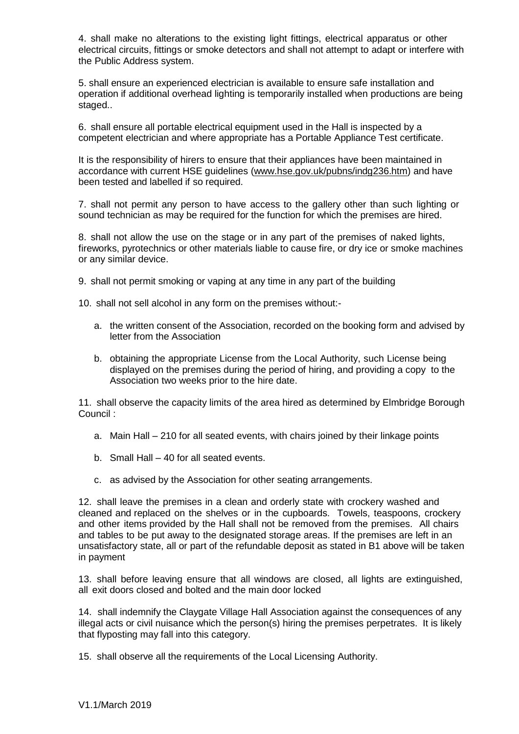4. shall make no alterations to the existing light fittings, electrical apparatus or other electrical circuits, fittings or smoke detectors and shall not attempt to adapt or interfere with the Public Address system.

5. shall ensure an experienced electrician is available to ensure safe installation and operation if additional overhead lighting is temporarily installed when productions are being staged..

6. shall ensure all portable electrical equipment used in the Hall is inspected by a competent electrician and where appropriate has a Portable Appliance Test certificate.

It is the responsibility of hirers to ensure that their appliances have been maintained in accordance with current HSE guidelines (www.hse.gov.uk/pubns/indg236.htm) and have been tested and labelled if so required.

7. shall not permit any person to have access to the gallery other than such lighting or sound technician as may be required for the function for which the premises are hired.

8. shall not allow the use on the stage or in any part of the premises of naked lights, fireworks, pyrotechnics or other materials liable to cause fire, or dry ice or smoke machines or any similar device.

9. shall not permit smoking or vaping at any time in any part of the building

10. shall not sell alcohol in any form on the premises without:-

a. the written consent of the Association, recorded on the booking form and advised by letter from the Association

b. obtaining the appropriate License from the Local Authority, such License being displayed on the premises during the period of hiring, and providing a copy to the Association two weeks prior to the hire date.

11. shall observe the capacity limits of the area hired as determined by Elmbridge Borough Council :

a. Main Hall – 210 for all seated events, with chairs joined by their linkage points

b. Small Hall – 40 for all seated events.

c. as advised by the Association for other seating arrangements.

12. shall leave the premises in a clean and orderly state with crockery washed and cleaned and replaced on the shelves or in the cupboards. Towels, teaspoons, crockery and other items provided by the Hall shall not be removed from the premises. All chairs and tables to be put away to the designated storage areas. If the premises are left in an unsatisfactory state, all or part of the refundable deposit as stated in B1 above will be taken in payment

13. shall before leaving ensure that all windows are closed, all lights are extinguished, all exit doors closed and bolted and the main door locked

14. shall indemnify the Claygate Village Hall Association against the consequences of any illegal acts or civil nuisance which the person(s) hiring the premises perpetrates. It is likely that flyposting may fall into this category.

15. shall observe all the requirements of the Local Licensing Authority.

V1.1/March 2019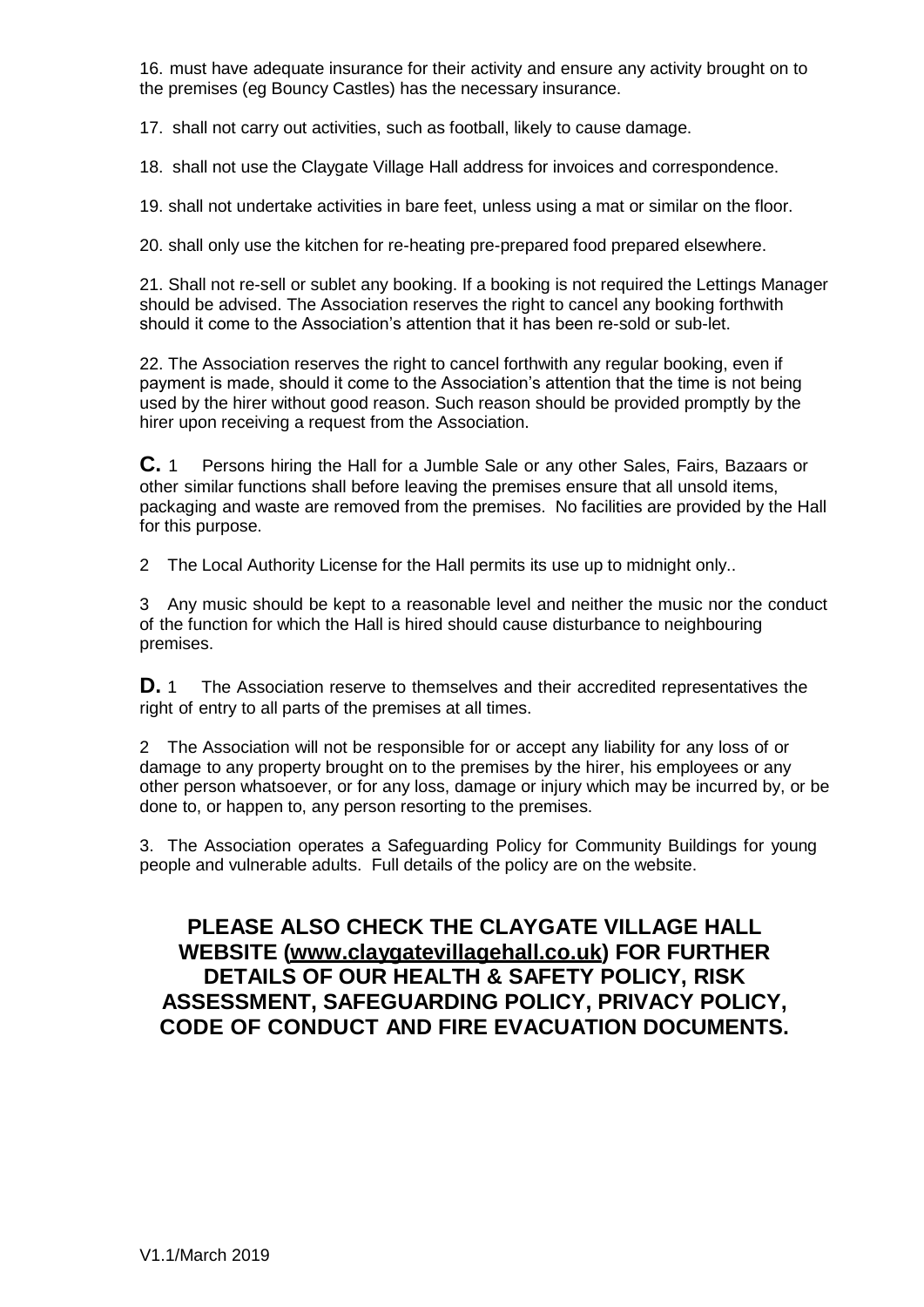16. must have adequate insurance for their activity and ensure any activity brought on to the premises (eg Bouncy Castles) has the necessary insurance.

17. shall not carry out activities, such as football, likely to cause damage.

18. shall not use the Claygate Village Hall address for invoices and correspondence.

19. shall not undertake activities in bare feet, unless using a mat or similar on the floor.

20. shall only use the kitchen for re-heating pre-prepared food prepared elsewhere.

21. Shall not re-sell or sublet any booking. If a booking is not required the Lettings Manager should be advised. The Association reserves the right to cancel any booking forthwith should it come to the Association's attention that it has been re-sold or sub-let.

22. The Association reserves the right to cancel forthwith any regular booking, even if payment is made, should it come to the Association's attention that the time is not being used by the hirer without good reason. Such reason should be provided promptly by the hirer upon receiving a request from the Association.

**C.** 1 Persons hiring the Hall for a Jumble Sale or any other Sales, Fairs, Bazaars or other similar functions shall before leaving the premises ensure that all unsold items, packaging and waste are removed from the premises. No facilities are provided by the Hall for this purpose.

2 The Local Authority License for the Hall permits its use up to midnight only..

3 Any music should be kept to a reasonable level and neither the music nor the conduct of the function for which the Hall is hired should cause disturbance to neighbouring premises.

**D.** 1 The Association reserve to themselves and their accredited representatives the right of entry to all parts of the premises at all times.

2 The Association will not be responsible for or accept any liability for any loss of or damage to any property brought on to the premises by the hirer, his employees or any other person whatsoever, or for any loss, damage or injury which may be incurred by, or be done to, or happen to, any person resorting to the premises.

3. The Association operates a Safeguarding Policy for Community Buildings for young people and vulnerable adults. Full details of the policy are on the website.

**PLEASE ALSO CHECK THE CLAYGATE VILLAGE HALL WEBSITE (www.claygatevillagehall.co.uk) FOR FURTHER DETAILS OF OUR HEALTH & SAFETY POLICY, RISK ASSESSMENT, SAFEGUARDING POLICY, PRIVACY POLICY, CODE OF CONDUCT AND FIRE EVACUATION DOCUMENTS.**

V1.1/March 2019